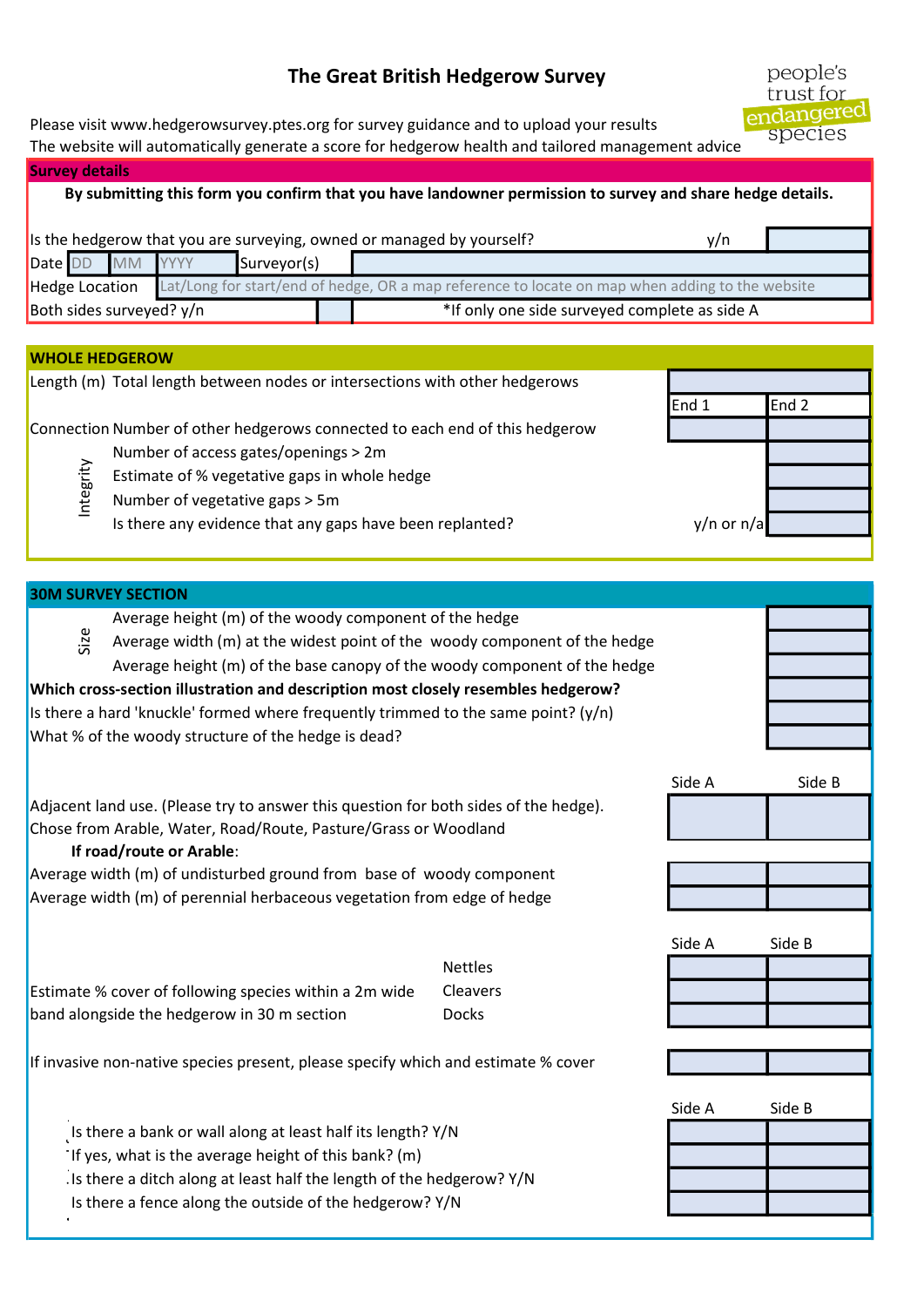# The Great British Hedgerow Survey

people's trust for endangered species

Please visit www.hedgerowsurvey.ptes.org for survey guidance and to upload your results
The website will automatically generate a score for hedgerow health and tailored management advice

## Survey details

**By submitting this form you confirm that you have landowner permission to survey and share hedge details.**

| | | |
|---|---|---|
| Is the hedgerow that you are surveying, owned or managed by yourself? | y/n | |
| Date DD MM YYYY | Surveyor(s) | |
| Hedge Location | Lat/Long for start/end of hedge, OR a map reference to locate on map when adding to the website | |
| Both sides surveyed? y/n | | *If only one side surveyed complete as side A |

## WHOLE HEDGEROW

| | | | |
|---|---|---|---|
| Length (m) | Total length between nodes or intersections with other hedgerows | | |
| | | End 1 | End 2 |
| Connection | Number of other hedgerows connected to each end of this hedgerow | | |
| Integrity | Number of access gates/openings > 2m | | |
| | Estimate of % vegetative gaps in whole hedge | | |
| | Number of vegetative gaps > 5m | | |
| | Is there any evidence that any gaps have been replanted? | y/n or n/a | |

## 30M SURVEY SECTION

| | | |
|---|---|---|
| Size | Average height (m) of the woody component of the hedge | |
| | Average width (m) at the widest point of the woody component of the hedge | |
| | Average height (m) of the base canopy of the woody component of the hedge | |
| **Which cross-section illustration and description most closely resembles hedgerow?** | | |
| Is there a hard 'knuckle' formed where frequently trimmed to the same point? (y/n) | | |
| What % of the woody structure of the hedge is dead? | | |

| | Side A | Side B |
|---|---|---|
| Adjacent land use. (Please try to answer this question for both sides of the hedge). Chose from Arable, Water, Road/Route, Pasture/Grass or Woodland | | |
| **If road/route or Arable**: | | |
| Average width (m) of undisturbed ground from base of woody component | | |
| Average width (m) of perennial herbaceous vegetation from edge of hedge | | |

| | | Side A | Side B |
|---|---|---|---|
| Estimate % cover of following species within a 2m wide band alongside the hedgerow in 30 m section | Nettles | | |
| | Cleavers | | |
| | Docks | | |
| If invasive non-native species present, please specify which and estimate % cover | | | |

| | Side A | Side B |
|---|---|---|
| Is there a bank or wall along at least half its length? Y/N | | |
| If yes, what is the average height of this bank? (m) | | |
| Is there a ditch along at least half the length of the hedgerow? Y/N | | |
| Is there a fence along the outside of the hedgerow? Y/N | | |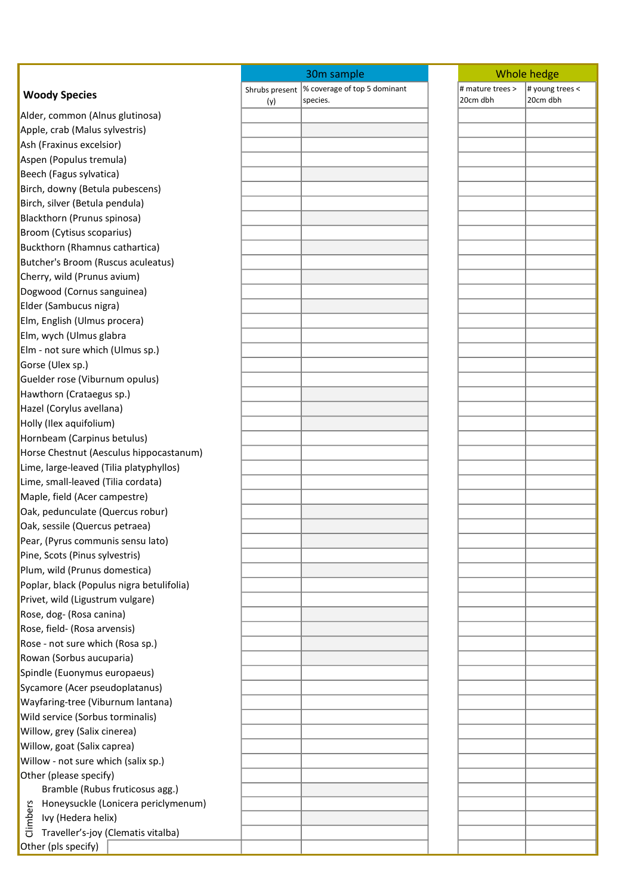| Woody Species | 30m sample | | Whole hedge | |
|---|---|---|---|---|
| | Shrubs present (y) | % coverage of top 5 dominant species. | # mature trees > 20cm dbh | # young trees < 20cm dbh |
| Alder, common (Alnus glutinosa) | | | | |
| Apple, crab (Malus sylvestris) | | | | |
| Ash (Fraxinus excelsior) | | | | |
| Aspen (Populus tremula) | | | | |
| Beech (Fagus sylvatica) | | | | |
| Birch, downy (Betula pubescens) | | | | |
| Birch, silver (Betula pendula) | | | | |
| Blackthorn (Prunus spinosa) | | | | |
| Broom (Cytisus scoparius) | | | | |
| Buckthorn (Rhamnus cathartica) | | | | |
| Butcher's Broom (Ruscus aculeatus) | | | | |
| Cherry, wild (Prunus avium) | | | | |
| Dogwood (Cornus sanguinea) | | | | |
| Elder (Sambucus nigra) | | | | |
| Elm, English (Ulmus procera) | | | | |
| Elm, wych (Ulmus glabra | | | | |
| Elm - not sure which (Ulmus sp.) | | | | |
| Gorse (Ulex sp.) | | | | |
| Guelder rose (Viburnum opulus) | | | | |
| Hawthorn (Crataegus sp.) | | | | |
| Hazel (Corylus avellana) | | | | |
| Holly (Ilex aquifolium) | | | | |
| Hornbeam (Carpinus betulus) | | | | |
| Horse Chestnut (Aesculus hippocastanum) | | | | |
| Lime, large-leaved (Tilia platyphyllos) | | | | |
| Lime, small-leaved (Tilia cordata) | | | | |
| Maple, field (Acer campestre) | | | | |
| Oak, pedunculate (Quercus robur) | | | | |
| Oak, sessile (Quercus petraea) | | | | |
| Pear, (Pyrus communis sensu lato) | | | | |
| Pine, Scots (Pinus sylvestris) | | | | |
| Plum, wild (Prunus domestica) | | | | |
| Poplar, black (Populus nigra betulifolia) | | | | |
| Privet, wild (Ligustrum vulgare) | | | | |
| Rose, dog- (Rosa canina) | | | | |
| Rose, field- (Rosa arvensis) | | | | |
| Rose - not sure which (Rosa sp.) | | | | |
| Rowan (Sorbus aucuparia) | | | | |
| Spindle (Euonymus europaeus) | | | | |
| Sycamore (Acer pseudoplatanus) | | | | |
| Wayfaring-tree (Viburnum lantana) | | | | |
| Wild service (Sorbus torminalis) | | | | |
| Willow, grey (Salix cinerea) | | | | |
| Willow, goat (Salix caprea) | | | | |
| Willow - not sure which (salix sp.) | | | | |
| Other (please specify) | | | | |
| Climbers: Bramble (Rubus fruticosus agg.) | | | | |
| Climbers: Honeysuckle (Lonicera periclymenum) | | | | |
| Climbers: Ivy (Hedera helix) | | | | |
| Climbers: Traveller's-joy (Clematis vitalba) | | | | |
| Other (pls specify) | | | | |